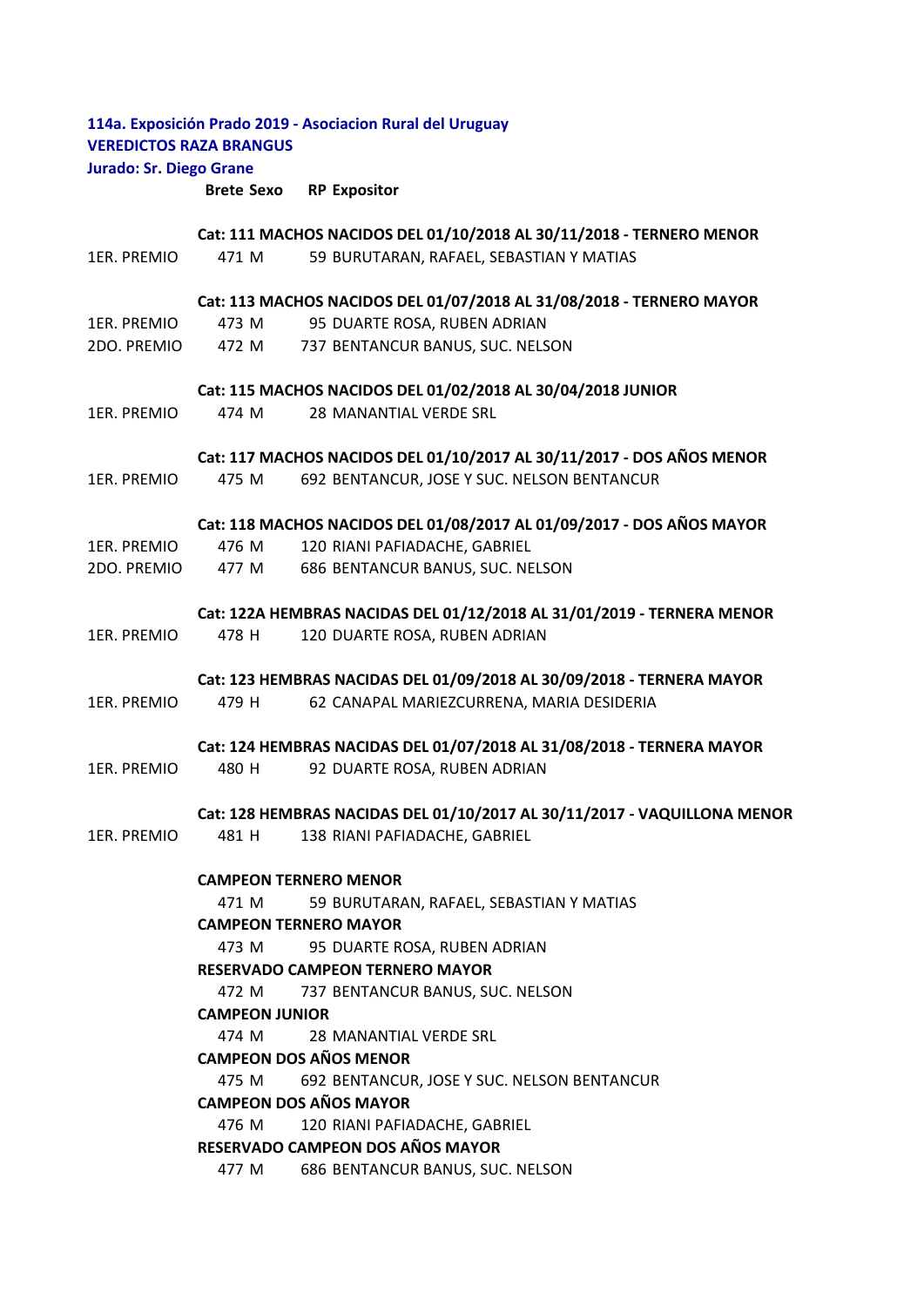**114a. Exposición Prado 2019 - Asociacion Rural del Uruguay**

**VEREDICTOS RAZA BRANGUS**

**Jurado: Sr. Diego Grane**

| | Brete | Sexo | RP | Expositor |
|---|---|---|---|---|
| | **Cat: 111 MACHOS NACIDOS DEL 01/10/2018 AL 30/11/2018 - TERNERO MENOR** | | | |
| 1ER. PREMIO | 471 | M | 59 | BURUTARAN, RAFAEL, SEBASTIAN Y MATIAS |
| | **Cat: 113 MACHOS NACIDOS DEL 01/07/2018 AL 31/08/2018 - TERNERO MAYOR** | | | |
| 1ER. PREMIO | 473 | M | 95 | DUARTE ROSA, RUBEN ADRIAN |
| 2DO. PREMIO | 472 | M | 737 | BENTANCUR BANUS, SUC. NELSON |
| | **Cat: 115 MACHOS NACIDOS DEL 01/02/2018 AL 30/04/2018 JUNIOR** | | | |
| 1ER. PREMIO | 474 | M | 28 | MANANTIAL VERDE SRL |
| | **Cat: 117 MACHOS NACIDOS DEL 01/10/2017 AL 30/11/2017 - DOS AÑOS MENOR** | | | |
| 1ER. PREMIO | 475 | M | 692 | BENTANCUR, JOSE Y SUC. NELSON BENTANCUR |
| | **Cat: 118 MACHOS NACIDOS DEL 01/08/2017 AL 01/09/2017 - DOS AÑOS MAYOR** | | | |
| 1ER. PREMIO | 476 | M | 120 | RIANI PAFIADACHE, GABRIEL |
| 2DO. PREMIO | 477 | M | 686 | BENTANCUR BANUS, SUC. NELSON |
| | **Cat: 122A HEMBRAS NACIDAS DEL 01/12/2018 AL 31/01/2019 - TERNERA MENOR** | | | |
| 1ER. PREMIO | 478 | H | 120 | DUARTE ROSA, RUBEN ADRIAN |
| | **Cat: 123 HEMBRAS NACIDAS DEL 01/09/2018 AL 30/09/2018 - TERNERA MAYOR** | | | |
| 1ER. PREMIO | 479 | H | 62 | CANAPAL MARIEZCURRENA, MARIA DESIDERIA |
| | **Cat: 124 HEMBRAS NACIDAS DEL 01/07/2018 AL 31/08/2018 - TERNERA MAYOR** | | | |
| 1ER. PREMIO | 480 | H | 92 | DUARTE ROSA, RUBEN ADRIAN |
| | **Cat: 128 HEMBRAS NACIDAS DEL 01/10/2017 AL 30/11/2017 - VAQUILLONA MENOR** | | | |
| 1ER. PREMIO | 481 | H | 138 | RIANI PAFIADACHE, GABRIEL |
| | **CAMPEON TERNERO MENOR** | | | |
| | 471 | M | 59 | BURUTARAN, RAFAEL, SEBASTIAN Y MATIAS |
| | **CAMPEON TERNERO MAYOR** | | | |
| | 473 | M | 95 | DUARTE ROSA, RUBEN ADRIAN |
| | **RESERVADO CAMPEON TERNERO MAYOR** | | | |
| | 472 | M | 737 | BENTANCUR BANUS, SUC. NELSON |
| | **CAMPEON JUNIOR** | | | |
| | 474 | M | 28 | MANANTIAL VERDE SRL |
| | **CAMPEON DOS AÑOS MENOR** | | | |
| | 475 | M | 692 | BENTANCUR, JOSE Y SUC. NELSON BENTANCUR |
| | **CAMPEON DOS AÑOS MAYOR** | | | |
| | 476 | M | 120 | RIANI PAFIADACHE, GABRIEL |
| | **RESERVADO CAMPEON DOS AÑOS MAYOR** | | | |
| | 477 | M | 686 | BENTANCUR BANUS, SUC. NELSON |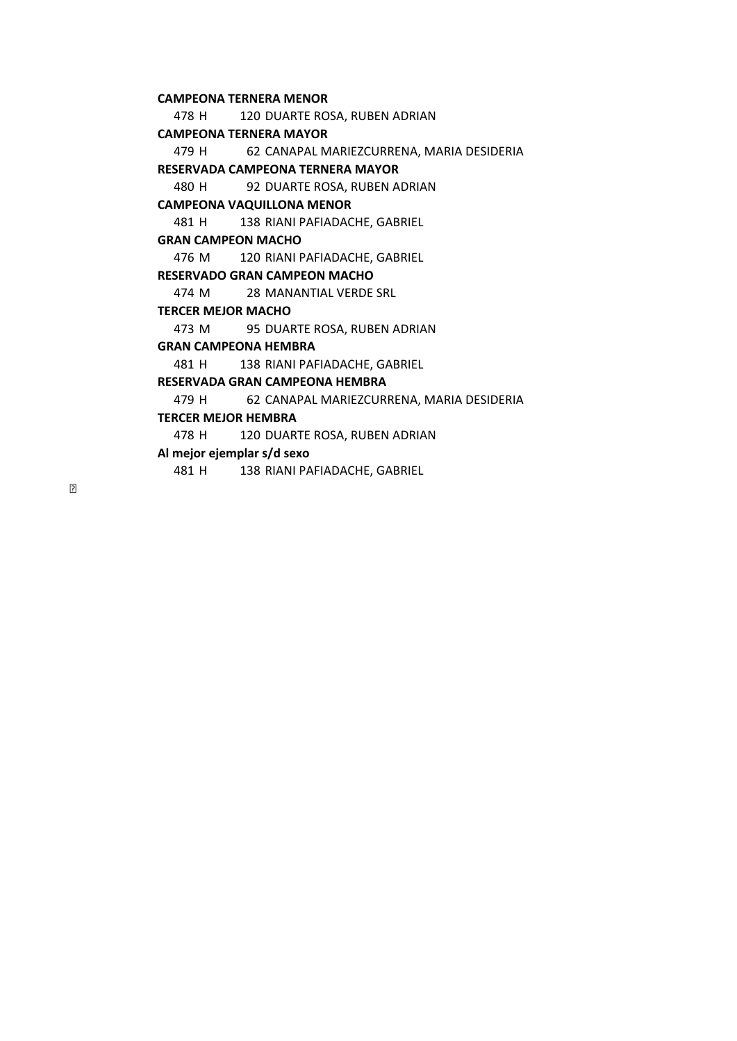**CAMPEONA TERNERA MENOR**

478 H 120 DUARTE ROSA, RUBEN ADRIAN

**CAMPEONA TERNERA MAYOR**

479 H 62 CANAPAL MARIEZCURRENA, MARIA DESIDERIA

**RESERVADA CAMPEONA TERNERA MAYOR**

480 H 92 DUARTE ROSA, RUBEN ADRIAN

**CAMPEONA VAQUILLONA MENOR**

481 H 138 RIANI PAFIADACHE, GABRIEL

**GRAN CAMPEON MACHO**

476 M 120 RIANI PAFIADACHE, GABRIEL

**RESERVADO GRAN CAMPEON MACHO**

474 M 28 MANANTIAL VERDE SRL

**TERCER MEJOR MACHO**

473 M 95 DUARTE ROSA, RUBEN ADRIAN

**GRAN CAMPEONA HEMBRA**

481 H 138 RIANI PAFIADACHE, GABRIEL

**RESERVADA GRAN CAMPEONA HEMBRA**

479 H 62 CANAPAL MARIEZCURRENA, MARIA DESIDERIA

**TERCER MEJOR HEMBRA**

478 H 120 DUARTE ROSA, RUBEN ADRIAN

**Al mejor ejemplar s/d sexo**

481 H 138 RIANI PAFIADACHE, GABRIEL